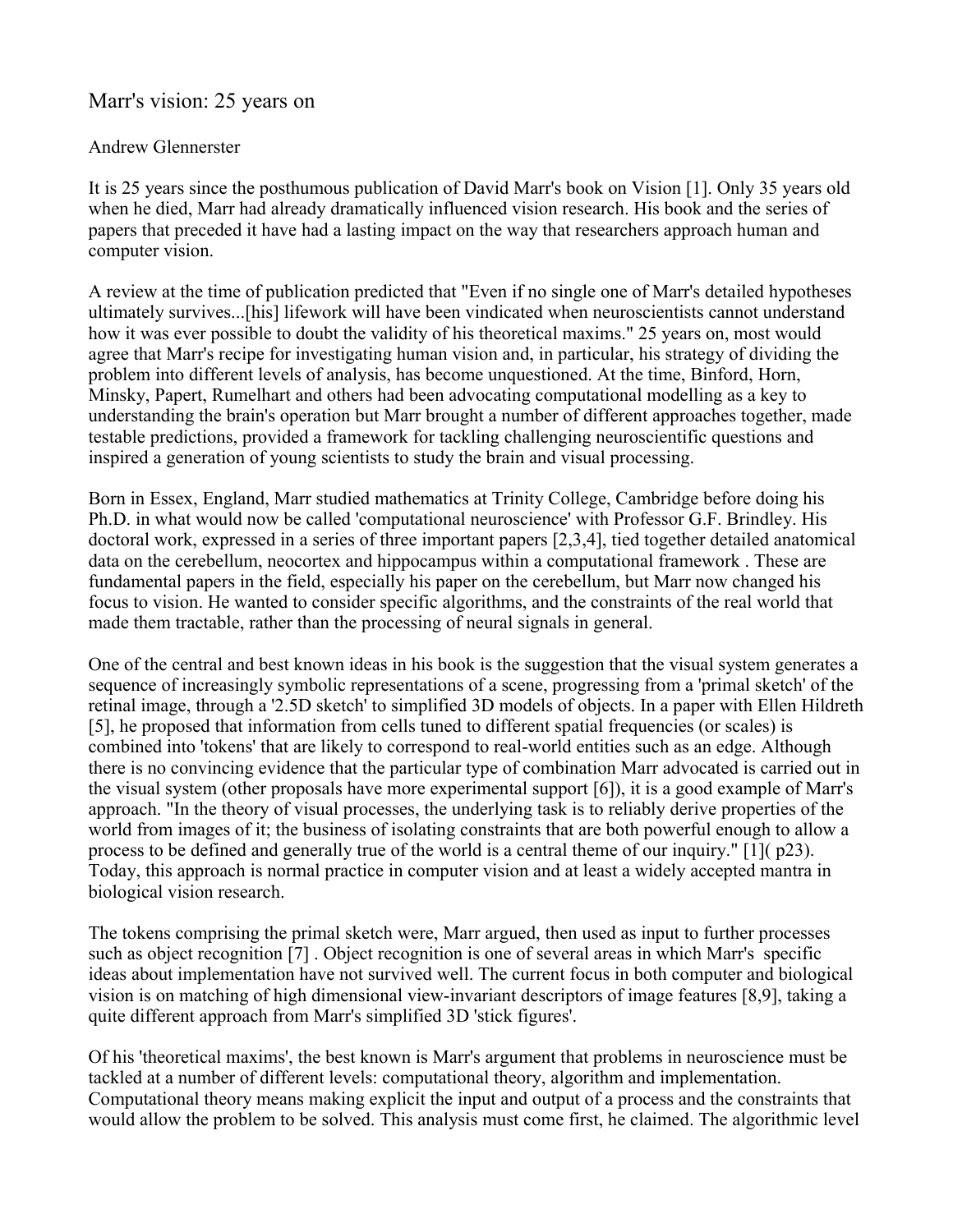# Marr's vision: 25 years on

Andrew Glennerster

It is 25 years since the posthumous publication of David Marr's book on Vision [1]. Only 35 years old when he died, Marr had already dramatically influenced vision research. His book and the series of papers that preceded it have had a lasting impact on the way that researchers approach human and computer vision.

A review at the time of publication predicted that "Even if no single one of Marr's detailed hypotheses ultimately survives...[his] lifework will have been vindicated when neuroscientists cannot understand how it was ever possible to doubt the validity of his theoretical maxims." 25 years on, most would agree that Marr's recipe for investigating human vision and, in particular, his strategy of dividing the problem into different levels of analysis, has become unquestioned. At the time, Binford, Horn, Minsky, Papert, Rumelhart and others had been advocating computational modelling as a key to understanding the brain's operation but Marr brought a number of different approaches together, made testable predictions, provided a framework for tackling challenging neuroscientific questions and inspired a generation of young scientists to study the brain and visual processing.

Born in Essex, England, Marr studied mathematics at Trinity College, Cambridge before doing his Ph.D. in what would now be called 'computational neuroscience' with Professor G.F. Brindley. His doctoral work, expressed in a series of three important papers [2,3,4], tied together detailed anatomical data on the cerebellum, neocortex and hippocampus within a computational framework . These are fundamental papers in the field, especially his paper on the cerebellum, but Marr now changed his focus to vision. He wanted to consider specific algorithms, and the constraints of the real world that made them tractable, rather than the processing of neural signals in general.

One of the central and best known ideas in his book is the suggestion that the visual system generates a sequence of increasingly symbolic representations of a scene, progressing from a 'primal sketch' of the retinal image, through a '2.5D sketch' to simplified 3D models of objects. In a paper with Ellen Hildreth [5], he proposed that information from cells tuned to different spatial frequencies (or scales) is combined into 'tokens' that are likely to correspond to real-world entities such as an edge. Although there is no convincing evidence that the particular type of combination Marr advocated is carried out in the visual system (other proposals have more experimental support [6]), it is a good example of Marr's approach. "In the theory of visual processes, the underlying task is to reliably derive properties of the world from images of it; the business of isolating constraints that are both powerful enough to allow a process to be defined and generally true of the world is a central theme of our inquiry." [1]( p23). Today, this approach is normal practice in computer vision and at least a widely accepted mantra in biological vision research.

The tokens comprising the primal sketch were, Marr argued, then used as input to further processes such as object recognition [7] . Object recognition is one of several areas in which Marr's specific ideas about implementation have not survived well. The current focus in both computer and biological vision is on matching of high dimensional view-invariant descriptors of image features [8,9], taking a quite different approach from Marr's simplified 3D 'stick figures'.

Of his 'theoretical maxims', the best known is Marr's argument that problems in neuroscience must be tackled at a number of different levels: computational theory, algorithm and implementation. Computational theory means making explicit the input and output of a process and the constraints that would allow the problem to be solved. This analysis must come first, he claimed. The algorithmic level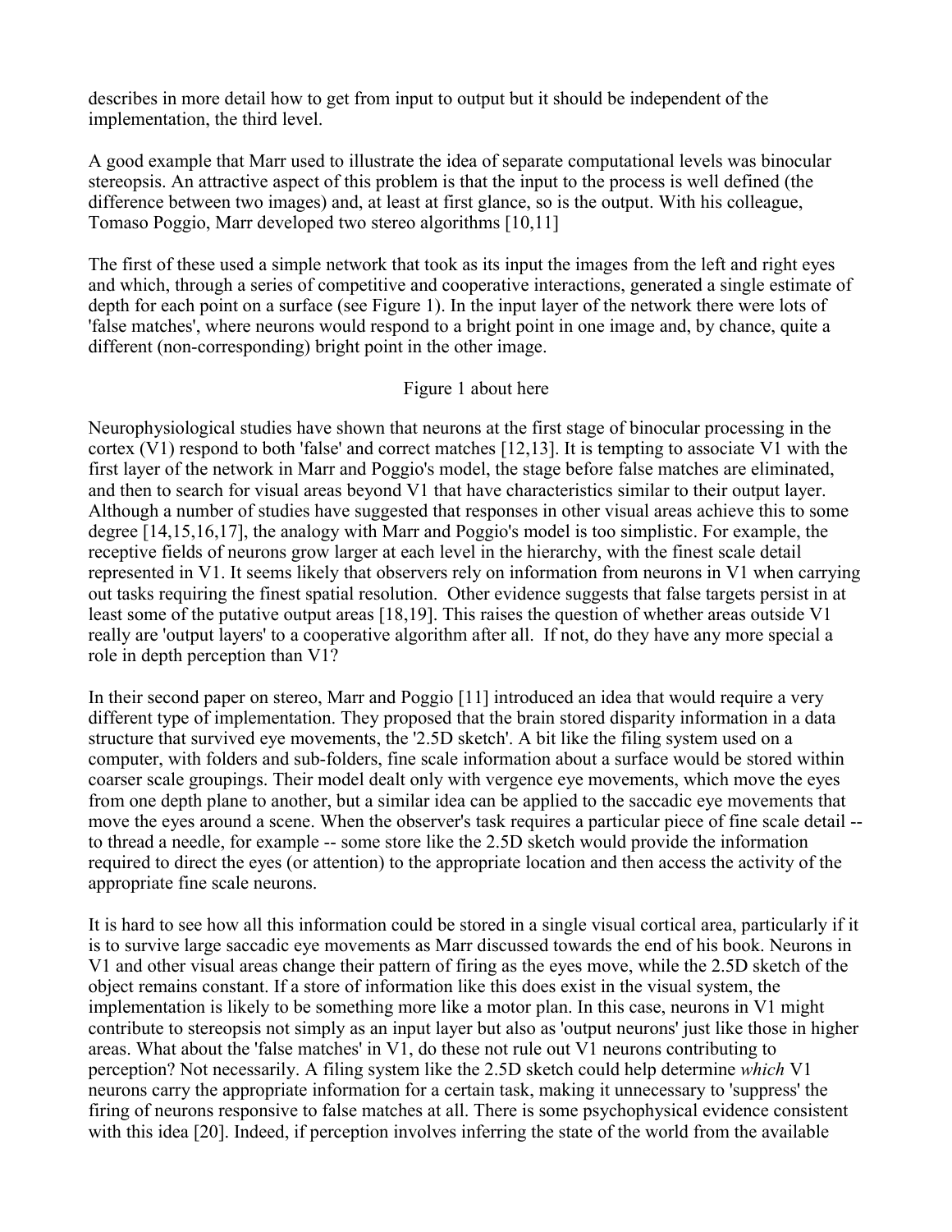describes in more detail how to get from input to output but it should be independent of the implementation, the third level.

A good example that Marr used to illustrate the idea of separate computational levels was binocular stereopsis. An attractive aspect of this problem is that the input to the process is well defined (the difference between two images) and, at least at first glance, so is the output. With his colleague, Tomaso Poggio, Marr developed two stereo algorithms [10,11]

The first of these used a simple network that took as its input the images from the left and right eyes and which, through a series of competitive and cooperative interactions, generated a single estimate of depth for each point on a surface (see Figure 1). In the input layer of the network there were lots of 'false matches', where neurons would respond to a bright point in one image and, by chance, quite a different (non-corresponding) bright point in the other image.

Figure 1 about here

Neurophysiological studies have shown that neurons at the first stage of binocular processing in the cortex (V1) respond to both 'false' and correct matches [12,13]. It is tempting to associate V1 with the first layer of the network in Marr and Poggio's model, the stage before false matches are eliminated, and then to search for visual areas beyond V1 that have characteristics similar to their output layer. Although a number of studies have suggested that responses in other visual areas achieve this to some degree [14,15,16,17], the analogy with Marr and Poggio's model is too simplistic. For example, the receptive fields of neurons grow larger at each level in the hierarchy, with the finest scale detail represented in V1. It seems likely that observers rely on information from neurons in V1 when carrying out tasks requiring the finest spatial resolution. Other evidence suggests that false targets persist in at least some of the putative output areas [18,19]. This raises the question of whether areas outside V1 really are 'output layers' to a cooperative algorithm after all. If not, do they have any more special a role in depth perception than V1?

In their second paper on stereo, Marr and Poggio [11] introduced an idea that would require a very different type of implementation. They proposed that the brain stored disparity information in a data structure that survived eye movements, the '2.5D sketch'. A bit like the filing system used on a computer, with folders and sub-folders, fine scale information about a surface would be stored within coarser scale groupings. Their model dealt only with vergence eye movements, which move the eyes from one depth plane to another, but a similar idea can be applied to the saccadic eye movements that move the eyes around a scene. When the observer's task requires a particular piece of fine scale detail -- to thread a needle, for example -- some store like the 2.5D sketch would provide the information required to direct the eyes (or attention) to the appropriate location and then access the activity of the appropriate fine scale neurons.

It is hard to see how all this information could be stored in a single visual cortical area, particularly if it is to survive large saccadic eye movements as Marr discussed towards the end of his book. Neurons in V1 and other visual areas change their pattern of firing as the eyes move, while the 2.5D sketch of the object remains constant. If a store of information like this does exist in the visual system, the implementation is likely to be something more like a motor plan. In this case, neurons in V1 might contribute to stereopsis not simply as an input layer but also as 'output neurons' just like those in higher areas. What about the 'false matches' in V1, do these not rule out V1 neurons contributing to perception? Not necessarily. A filing system like the 2.5D sketch could help determine *which* V1 neurons carry the appropriate information for a certain task, making it unnecessary to 'suppress' the firing of neurons responsive to false matches at all. There is some psychophysical evidence consistent with this idea [20]. Indeed, if perception involves inferring the state of the world from the available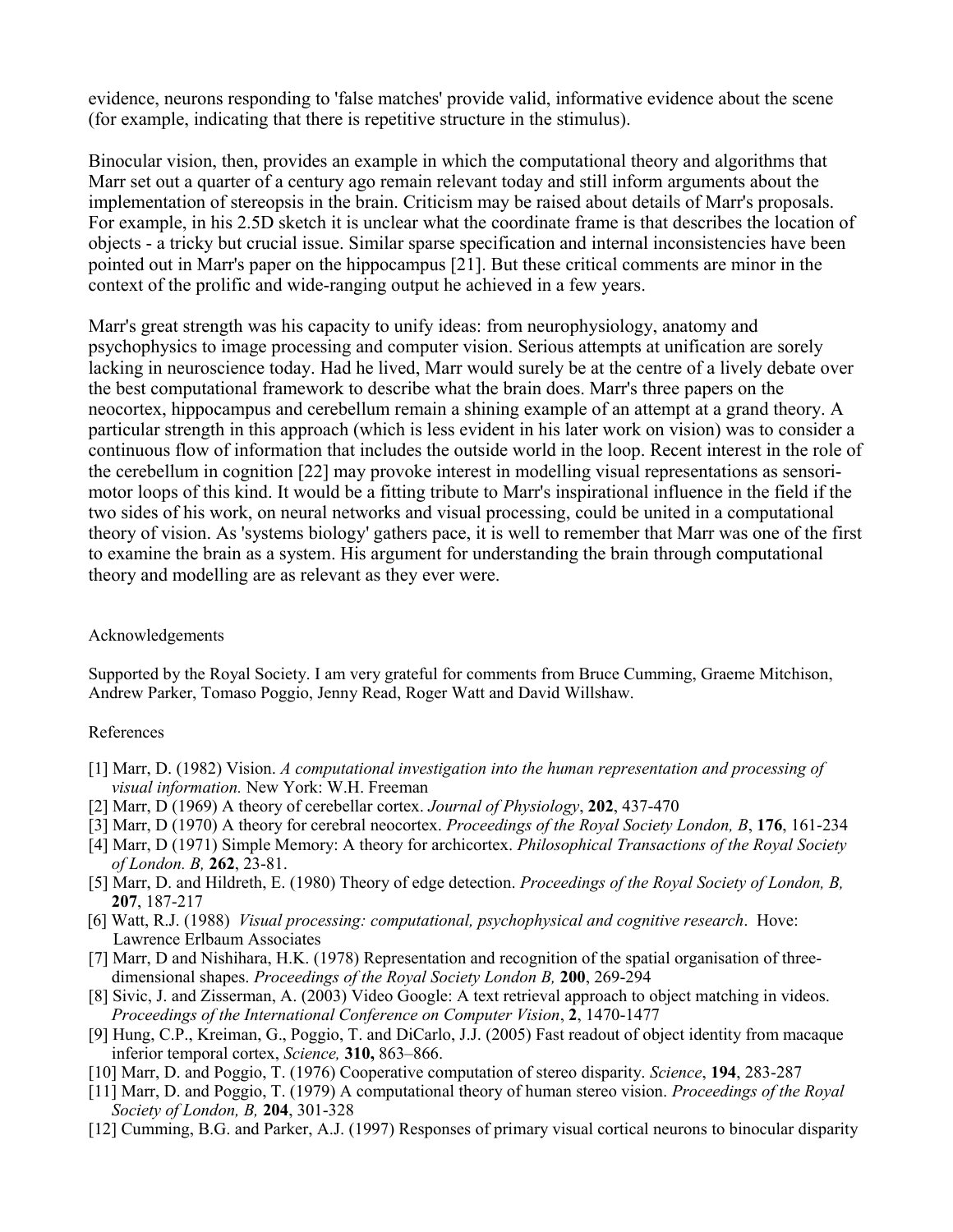evidence, neurons responding to 'false matches' provide valid, informative evidence about the scene (for example, indicating that there is repetitive structure in the stimulus).

Binocular vision, then, provides an example in which the computational theory and algorithms that Marr set out a quarter of a century ago remain relevant today and still inform arguments about the implementation of stereopsis in the brain. Criticism may be raised about details of Marr's proposals. For example, in his 2.5D sketch it is unclear what the coordinate frame is that describes the location of objects - a tricky but crucial issue. Similar sparse specification and internal inconsistencies have been pointed out in Marr's paper on the hippocampus [21]. But these critical comments are minor in the context of the prolific and wide-ranging output he achieved in a few years.

Marr's great strength was his capacity to unify ideas: from neurophysiology, anatomy and psychophysics to image processing and computer vision. Serious attempts at unification are sorely lacking in neuroscience today. Had he lived, Marr would surely be at the centre of a lively debate over the best computational framework to describe what the brain does. Marr's three papers on the neocortex, hippocampus and cerebellum remain a shining example of an attempt at a grand theory. A particular strength in this approach (which is less evident in his later work on vision) was to consider a continuous flow of information that includes the outside world in the loop. Recent interest in the role of the cerebellum in cognition [22] may provoke interest in modelling visual representations as sensori-motor loops of this kind. It would be a fitting tribute to Marr's inspirational influence in the field if the two sides of his work, on neural networks and visual processing, could be united in a computational theory of vision. As 'systems biology' gathers pace, it is well to remember that Marr was one of the first to examine the brain as a system. His argument for understanding the brain through computational theory and modelling are as relevant as they ever were.

Acknowledgements

Supported by the Royal Society. I am very grateful for comments from Bruce Cumming, Graeme Mitchison, Andrew Parker, Tomaso Poggio, Jenny Read, Roger Watt and David Willshaw.

References

- [1] Marr, D. (1982) Vision. *A computational investigation into the human representation and processing of visual information.* New York: W.H. Freeman
- [2] Marr, D (1969) A theory of cerebellar cortex. *Journal of Physiology*, **202**, 437-470
- [3] Marr, D (1970) A theory for cerebral neocortex. *Proceedings of the Royal Society London, B*, **176**, 161-234
- [4] Marr, D (1971) Simple Memory: A theory for archicortex. *Philosophical Transactions of the Royal Society of London. B,* **262**, 23-81.
- [5] Marr, D. and Hildreth, E. (1980) Theory of edge detection. *Proceedings of the Royal Society of London, B,* **207**, 187-217
- [6] Watt, R.J. (1988) *Visual processing: computational, psychophysical and cognitive research*. Hove: Lawrence Erlbaum Associates
- [7] Marr, D and Nishihara, H.K. (1978) Representation and recognition of the spatial organisation of three-dimensional shapes. *Proceedings of the Royal Society London B,* **200**, 269-294
- [8] Sivic, J. and Zisserman, A. (2003) Video Google: A text retrieval approach to object matching in videos. *Proceedings of the International Conference on Computer Vision*, **2**, 1470-1477
- [9] Hung, C.P., Kreiman, G., Poggio, T. and DiCarlo, J.J. (2005) Fast readout of object identity from macaque inferior temporal cortex, *Science,* **310,** 863–866.
- [10] Marr, D. and Poggio, T. (1976) Cooperative computation of stereo disparity. *Science*, **194**, 283-287
- [11] Marr, D. and Poggio, T. (1979) A computational theory of human stereo vision. *Proceedings of the Royal Society of London, B,* **204**, 301-328
- [12] Cumming, B.G. and Parker, A.J. (1997) Responses of primary visual cortical neurons to binocular disparity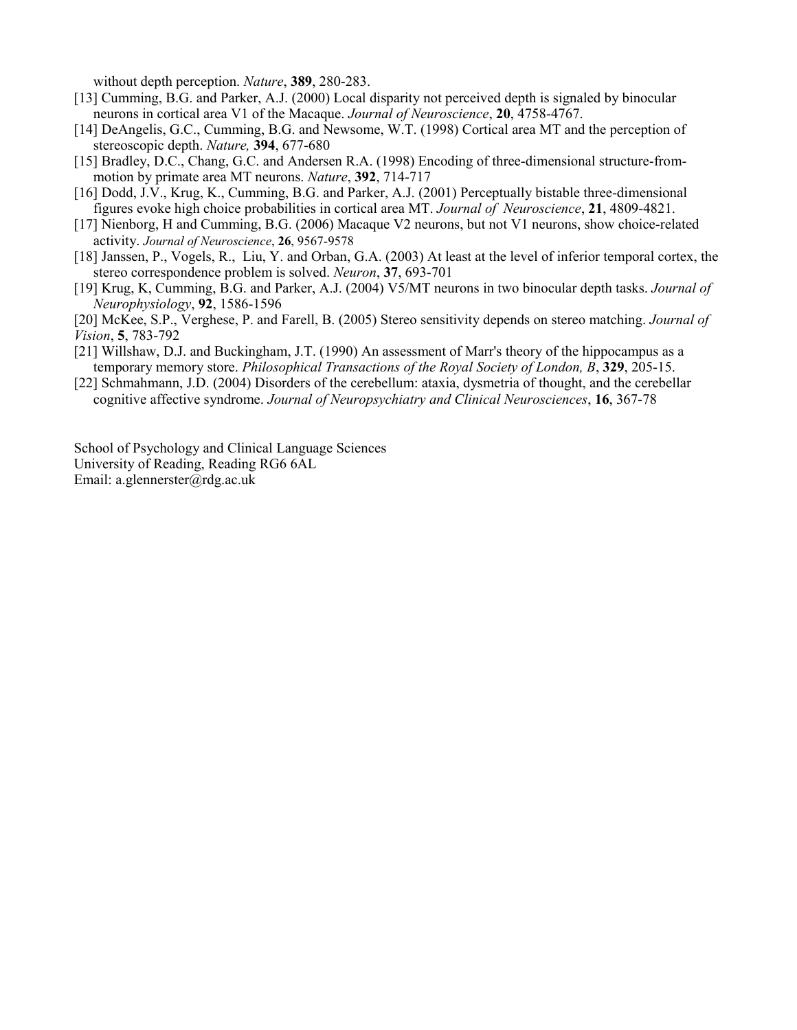without depth perception. *Nature*, **389**, 280-283.

[13] Cumming, B.G. and Parker, A.J. (2000) Local disparity not perceived depth is signaled by binocular neurons in cortical area V1 of the Macaque. *Journal of Neuroscience*, **20**, 4758-4767.

[14] DeAngelis, G.C., Cumming, B.G. and Newsome, W.T. (1998) Cortical area MT and the perception of stereoscopic depth. *Nature,* **394**, 677-680

[15] Bradley, D.C., Chang, G.C. and Andersen R.A. (1998) Encoding of three-dimensional structure-from-motion by primate area MT neurons. *Nature*, **392**, 714-717

[16] Dodd, J.V., Krug, K., Cumming, B.G. and Parker, A.J. (2001) Perceptually bistable three-dimensional figures evoke high choice probabilities in cortical area MT. *Journal of Neuroscience*, **21**, 4809-4821.

[17] Nienborg, H and Cumming, B.G. (2006) Macaque V2 neurons, but not V1 neurons, show choice-related activity. *Journal of Neuroscience*, **26**, 9567-9578

[18] Janssen, P., Vogels, R., Liu, Y. and Orban, G.A. (2003) At least at the level of inferior temporal cortex, the stereo correspondence problem is solved. *Neuron*, **37**, 693-701

[19] Krug, K, Cumming, B.G. and Parker, A.J. (2004) V5/MT neurons in two binocular depth tasks. *Journal of Neurophysiology*, **92**, 1586-1596

[20] McKee, S.P., Verghese, P. and Farell, B. (2005) Stereo sensitivity depends on stereo matching. *Journal of Vision*, **5**, 783-792

[21] Willshaw, D.J. and Buckingham, J.T. (1990) An assessment of Marr's theory of the hippocampus as a temporary memory store. *Philosophical Transactions of the Royal Society of London, B*, **329**, 205-15.

[22] Schmahmann, J.D. (2004) Disorders of the cerebellum: ataxia, dysmetria of thought, and the cerebellar cognitive affective syndrome. *Journal of Neuropsychiatry and Clinical Neurosciences*, **16**, 367-78

School of Psychology and Clinical Language Sciences
University of Reading, Reading RG6 6AL
Email: a.glennerster@rdg.ac.uk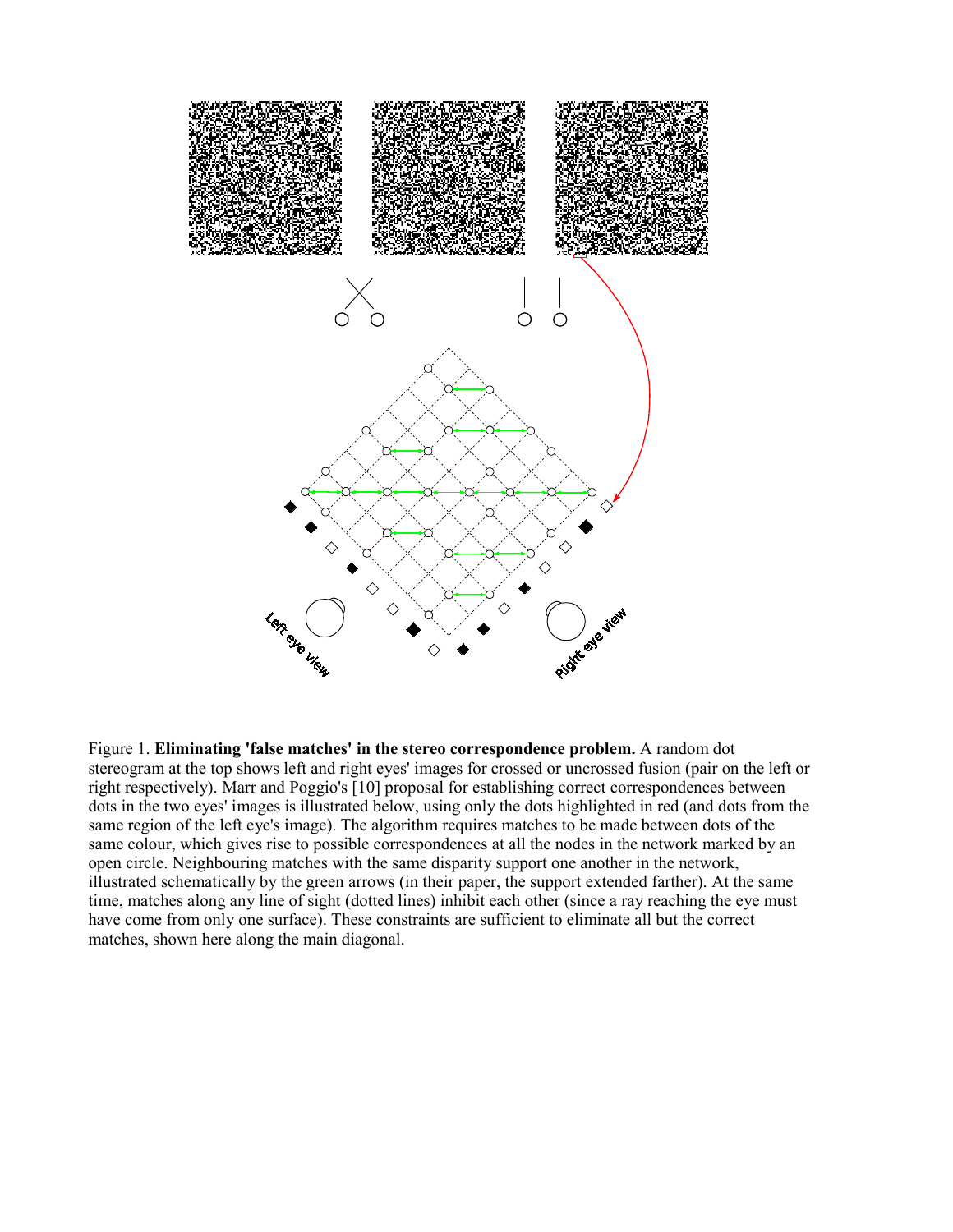Left eye view

Right eye view

Figure 1. **Eliminating 'false matches' in the stereo correspondence problem.** A random dot stereogram at the top shows left and right eyes' images for crossed or uncrossed fusion (pair on the left or right respectively). Marr and Poggio's [10] proposal for establishing correct correspondences between dots in the two eyes' images is illustrated below, using only the dots highlighted in red (and dots from the same region of the left eye's image). The algorithm requires matches to be made between dots of the same colour, which gives rise to possible correspondences at all the nodes in the network marked by an open circle. Neighbouring matches with the same disparity support one another in the network, illustrated schematically by the green arrows (in their paper, the support extended farther). At the same time, matches along any line of sight (dotted lines) inhibit each other (since a ray reaching the eye must have come from only one surface). These constraints are sufficient to eliminate all but the correct matches, shown here along the main diagonal.